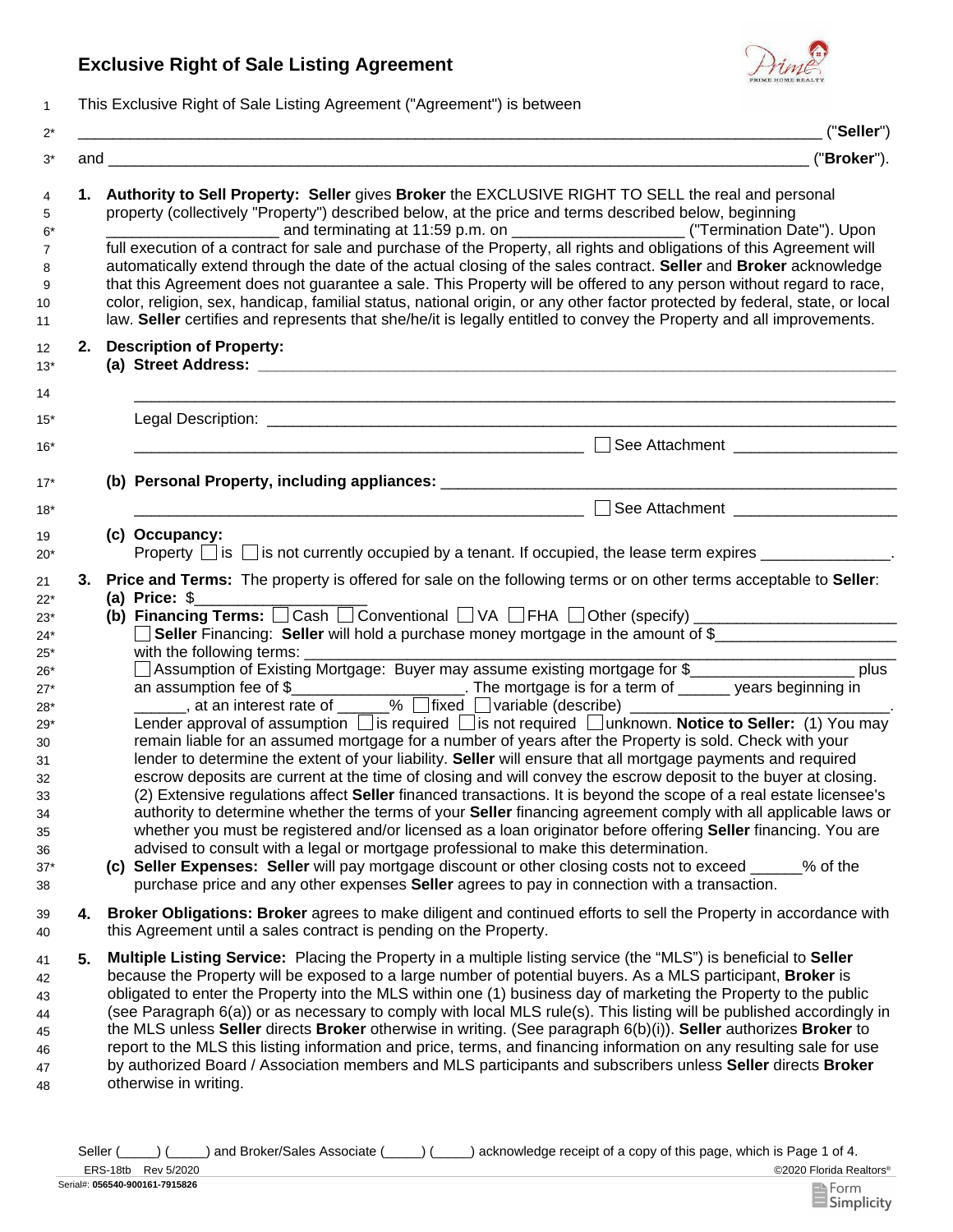# Exclusive Right of Sale Listing Agreement

This Exclusive Right of Sale Listing Agreement ("Agreement") is between

______________________________________________________________________________________ ("**Seller**")

and ___________________________________________________________________________________ ("**Broker**").

1. **Authority to Sell Property: Seller** gives **Broker** the EXCLUSIVE RIGHT TO SELL the real and personal property (collectively "Property") described below, at the price and terms described below, beginning ____________________ and terminating at 11:59 p.m. on ____________________ ("Termination Date"). Upon full execution of a contract for sale and purchase of the Property, all rights and obligations of this Agreement will automatically extend through the date of the actual closing of the sales contract. **Seller** and **Broker** acknowledge that this Agreement does not guarantee a sale. This Property will be offered to any person without regard to race, color, religion, sex, handicap, familial status, national origin, or any other factor protected by federal, state, or local law. **Seller** certifies and represents that she/he/it is legally entitled to convey the Property and all improvements.

2. **Description of Property:**
   **(a) Street Address:** ______________________________________________________________________

   ______________________________________________________________________

   Legal Description: ______________________________________________________________________

   ____________________________________________________ ☐ See Attachment ____________________

   **(b) Personal Property, including appliances:** ______________________________________________________

   ____________________________________________________ ☐ See Attachment ____________________

   **(c) Occupancy:**
   Property ☐ is ☐ is not currently occupied by a tenant. If occupied, the lease term expires _______________.

3. **Price and Terms:** The property is offered for sale on the following terms or on other terms acceptable to **Seller**:
   **(a) Price:** $____________________
   **(b) Financing Terms:** ☐ Cash ☐ Conventional ☐ VA ☐ FHA ☐ Other (specify) ________________________
   ☐ **Seller** Financing: **Seller** will hold a purchase money mortgage in the amount of $_____________________ with the following terms: ____________________________________________________________
   ☐ Assumption of Existing Mortgage: Buyer may assume existing mortgage for $___________________ plus an assumption fee of $____________________. The mortgage is for a term of ______ years beginning in ______, at an interest rate of ______% ☐ fixed ☐ variable (describe) ______________________________.
   Lender approval of assumption ☐ is required ☐ is not required ☐ unknown. **Notice to Seller:** (1) You may remain liable for an assumed mortgage for a number of years after the Property is sold. Check with your lender to determine the extent of your liability. **Seller** will ensure that all mortgage payments and required escrow deposits are current at the time of closing and will convey the escrow deposit to the buyer at closing. (2) Extensive regulations affect **Seller** financed transactions. It is beyond the scope of a real estate licensee's authority to determine whether the terms of your **Seller** financing agreement comply with all applicable laws or whether you must be registered and/or licensed as a loan originator before offering **Seller** financing. You are advised to consult with a legal or mortgage professional to make this determination.
   **(c) Seller Expenses: Seller** will pay mortgage discount or other closing costs not to exceed ______% of the purchase price and any other expenses **Seller** agrees to pay in connection with a transaction.

4. **Broker Obligations: Broker** agrees to make diligent and continued efforts to sell the Property in accordance with this Agreement until a sales contract is pending on the Property.

5. **Multiple Listing Service:** Placing the Property in a multiple listing service (the "MLS") is beneficial to **Seller** because the Property will be exposed to a large number of potential buyers. As a MLS participant, **Broker** is obligated to enter the Property into the MLS within one (1) business day of marketing the Property to the public (see Paragraph 6(a)) or as necessary to comply with local MLS rule(s). This listing will be published accordingly in the MLS unless **Seller** directs **Broker** otherwise in writing. (See paragraph 6(b)(i)). **Seller** authorizes **Broker** to report to the MLS this listing information and price, terms, and financing information on any resulting sale for use by authorized Board / Association members and MLS participants and subscribers unless **Seller** directs **Broker** otherwise in writing.

Seller (_____) (_____) and Broker/Sales Associate (_____) (_____) acknowledge receipt of a copy of this page, which is Page 1 of 4.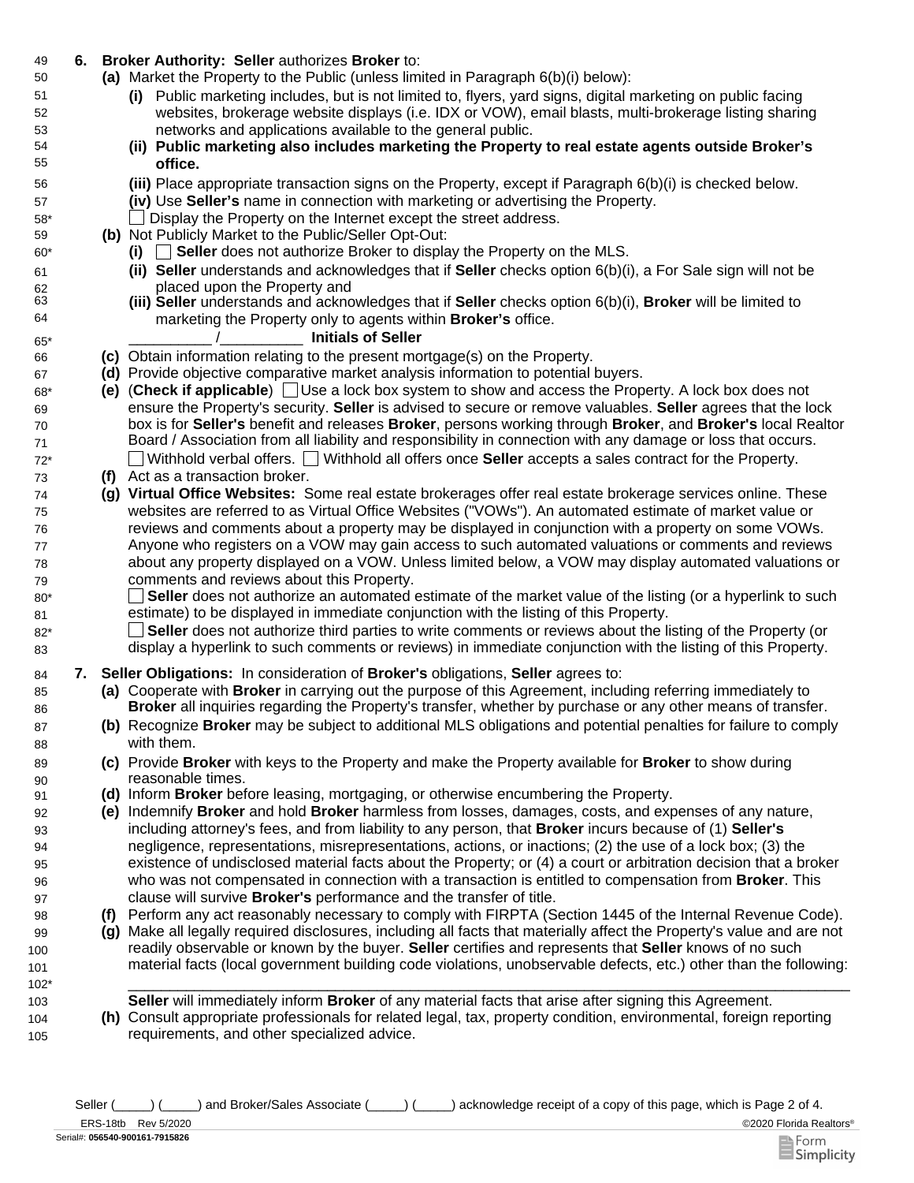**6. Broker Authority: Seller** authorizes **Broker** to:

**(a)** Market the Property to the Public (unless limited in Paragraph 6(b)(i) below):

**(i)** Public marketing includes, but is not limited to, flyers, yard signs, digital marketing on public facing websites, brokerage website displays (i.e. IDX or VOW), email blasts, multi-brokerage listing sharing networks and applications available to the general public.

**(ii) Public marketing also includes marketing the Property to real estate agents outside Broker's office.**

**(iii)** Place appropriate transaction signs on the Property, except if Paragraph 6(b)(i) is checked below.

**(iv)** Use **Seller's** name in connection with marketing or advertising the Property.

☐ Display the Property on the Internet except the street address.

**(b)** Not Publicly Market to the Public/Seller Opt-Out:

**(i)** ☐ **Seller** does not authorize Broker to display the Property on the MLS.

**(ii) Seller** understands and acknowledges that if **Seller** checks option 6(b)(i), a For Sale sign will not be placed upon the Property and

**(iii) Seller** understands and acknowledges that if **Seller** checks option 6(b)(i), **Broker** will be limited to marketing the Property only to agents within **Broker's** office.

__________ /__________ **Initials of Seller**

**(c)** Obtain information relating to the present mortgage(s) on the Property.

**(d)** Provide objective comparative market analysis information to potential buyers.

**(e)** (**Check if applicable**) ☐ Use a lock box system to show and access the Property. A lock box does not ensure the Property's security. **Seller** is advised to secure or remove valuables. **Seller** agrees that the lock box is for **Seller's** benefit and releases **Broker**, persons working through **Broker**, and **Broker's** local Realtor Board / Association from all liability and responsibility in connection with any damage or loss that occurs.

☐ Withhold verbal offers. ☐ Withhold all offers once **Seller** accepts a sales contract for the Property.

**(f)** Act as a transaction broker.

**(g) Virtual Office Websites:** Some real estate brokerages offer real estate brokerage services online. These websites are referred to as Virtual Office Websites ("VOWs"). An automated estimate of market value or reviews and comments about a property may be displayed in conjunction with a property on some VOWs. Anyone who registers on a VOW may gain access to such automated valuations or comments and reviews about any property displayed on a VOW. Unless limited below, a VOW may display automated valuations or comments and reviews about this Property.

☐ **Seller** does not authorize an automated estimate of the market value of the listing (or a hyperlink to such estimate) to be displayed in immediate conjunction with the listing of this Property.

☐ **Seller** does not authorize third parties to write comments or reviews about the listing of the Property (or display a hyperlink to such comments or reviews) in immediate conjunction with the listing of this Property.

**7. Seller Obligations:** In consideration of **Broker's** obligations, **Seller** agrees to:

**(a)** Cooperate with **Broker** in carrying out the purpose of this Agreement, including referring immediately to **Broker** all inquiries regarding the Property's transfer, whether by purchase or any other means of transfer.

**(b)** Recognize **Broker** may be subject to additional MLS obligations and potential penalties for failure to comply with them.

**(c)** Provide **Broker** with keys to the Property and make the Property available for **Broker** to show during reasonable times.

**(d)** Inform **Broker** before leasing, mortgaging, or otherwise encumbering the Property.

**(e)** Indemnify **Broker** and hold **Broker** harmless from losses, damages, costs, and expenses of any nature, including attorney's fees, and from liability to any person, that **Broker** incurs because of (1) **Seller's** negligence, representations, misrepresentations, actions, or inactions; (2) the use of a lock box; (3) the existence of undisclosed material facts about the Property; or (4) a court or arbitration decision that a broker who was not compensated in connection with a transaction is entitled to compensation from **Broker**. This clause will survive **Broker's** performance and the transfer of title.

**(f)** Perform any act reasonably necessary to comply with FIRPTA (Section 1445 of the Internal Revenue Code).

**(g)** Make all legally required disclosures, including all facts that materially affect the Property's value and are not readily observable or known by the buyer. **Seller** certifies and represents that **Seller** knows of no such material facts (local government building code violations, unobservable defects, etc.) other than the following:

______________________________________________________________________________

**Seller** will immediately inform **Broker** of any material facts that arise after signing this Agreement.

**(h)** Consult appropriate professionals for related legal, tax, property condition, environmental, foreign reporting requirements, and other specialized advice.

Seller (_____) (_____) and Broker/Sales Associate (_____) (_____) acknowledge receipt of a copy of this page, which is Page 2 of 4.

ERS-18tb Rev 5/2020 ©2020 Florida Realtors®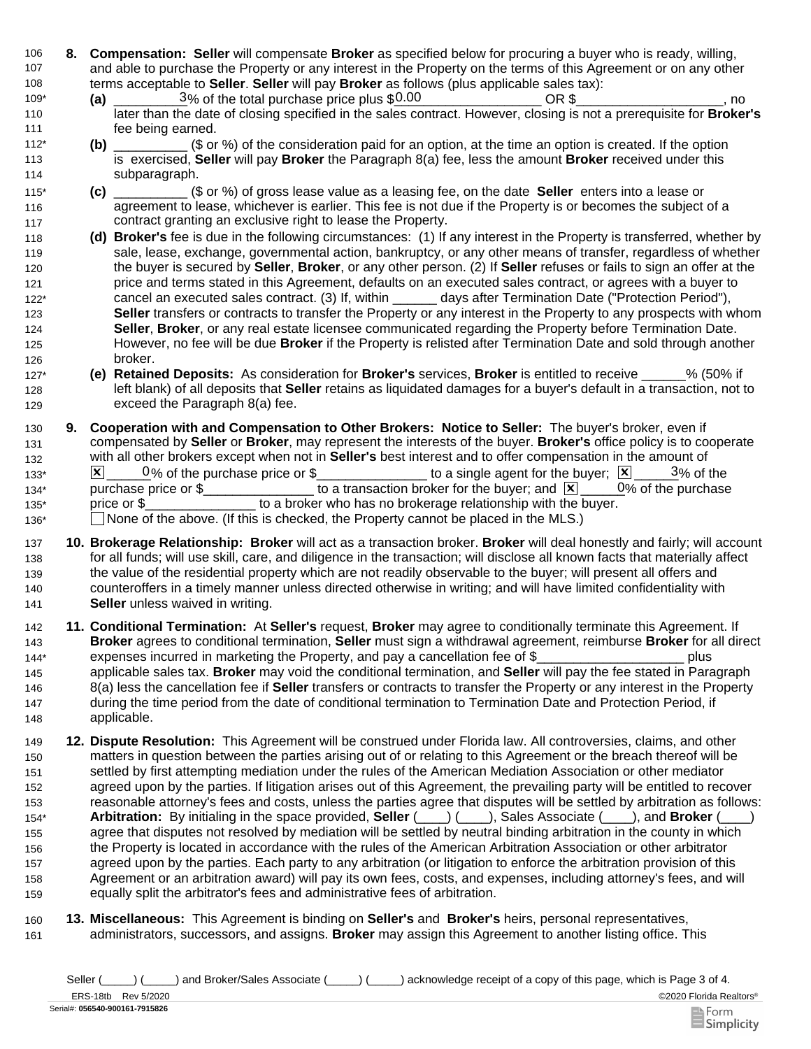**8. Compensation:** **Seller** will compensate **Broker** as specified below for procuring a buyer who is ready, willing, and able to purchase the Property or any interest in the Property on the terms of this Agreement or on any other terms acceptable to **Seller**. **Seller** will pay **Broker** as follows (plus applicable sales tax):

**(a)** ____3____% of the total purchase price plus $0.00____________ OR $____________________, no later than the date of closing specified in the sales contract. However, closing is not a prerequisite for **Broker's** fee being earned.

**(b)** __________ ($ or %) of the consideration paid for an option, at the time an option is created. If the option is exercised, **Seller** will pay **Broker** the Paragraph 8(a) fee, less the amount **Broker** received under this subparagraph.

**(c)** __________ ($ or %) of gross lease value as a leasing fee, on the date **Seller** enters into a lease or agreement to lease, whichever is earlier. This fee is not due if the Property is or becomes the subject of a contract granting an exclusive right to lease the Property.

**(d)** **Broker's** fee is due in the following circumstances: (1) If any interest in the Property is transferred, whether by sale, lease, exchange, governmental action, bankruptcy, or any other means of transfer, regardless of whether the buyer is secured by **Seller**, **Broker**, or any other person. (2) If **Seller** refuses or fails to sign an offer at the price and terms stated in this Agreement, defaults on an executed sales contract, or agrees with a buyer to cancel an executed sales contract. (3) If, within ______ days after Termination Date ("Protection Period"), **Seller** transfers or contracts to transfer the Property or any interest in the Property to any prospects with whom **Seller**, **Broker**, or any real estate licensee communicated regarding the Property before Termination Date. However, no fee will be due **Broker** if the Property is relisted after Termination Date and sold through another broker.

**(e)** **Retained Deposits:** As consideration for **Broker's** services, **Broker** is entitled to receive ______% (50% if left blank) of all deposits that **Seller** retains as liquidated damages for a buyer's default in a transaction, not to exceed the Paragraph 8(a) fee.

**9. Cooperation with and Compensation to Other Brokers: Notice to Seller:** The buyer's broker, even if compensated by **Seller** or **Broker**, may represent the interests of the buyer. **Broker's** office policy is to cooperate with all other brokers except when not in **Seller's** best interest and to offer compensation in the amount of

☒ ____0____% of the purchase price or $_______________ to a single agent for the buyer; ☒ ____3____% of the purchase price or $_______________ to a transaction broker for the buyer; and ☒ ____0____% of the purchase price or $_______________ to a broker who has no brokerage relationship with the buyer.

☐ None of the above. (If this is checked, the Property cannot be placed in the MLS.)

**10. Brokerage Relationship:** **Broker** will act as a transaction broker. **Broker** will deal honestly and fairly; will account for all funds; will use skill, care, and diligence in the transaction; will disclose all known facts that materially affect the value of the residential property which are not readily observable to the buyer; will present all offers and counteroffers in a timely manner unless directed otherwise in writing; and will have limited confidentiality with **Seller** unless waived in writing.

**11. Conditional Termination:** At **Seller's** request, **Broker** may agree to conditionally terminate this Agreement. If **Broker** agrees to conditional termination, **Seller** must sign a withdrawal agreement, reimburse **Broker** for all direct expenses incurred in marketing the Property, and pay a cancellation fee of $____________________ plus applicable sales tax. **Broker** may void the conditional termination, and **Seller** will pay the fee stated in Paragraph 8(a) less the cancellation fee if **Seller** transfers or contracts to transfer the Property or any interest in the Property during the time period from the date of conditional termination to Termination Date and Protection Period, if applicable.

**12. Dispute Resolution:** This Agreement will be construed under Florida law. All controversies, claims, and other matters in question between the parties arising out of or relating to this Agreement or the breach thereof will be settled by first attempting mediation under the rules of the American Mediation Association or other mediator agreed upon by the parties. If litigation arises out of this Agreement, the prevailing party will be entitled to recover reasonable attorney's fees and costs, unless the parties agree that disputes will be settled by arbitration as follows: **Arbitration:** By initialing in the space provided, **Seller** (____) (____), Sales Associate (____), and **Broker** (____) agree that disputes not resolved by mediation will be settled by neutral binding arbitration in the county in which the Property is located in accordance with the rules of the American Arbitration Association or other arbitrator agreed upon by the parties. Each party to any arbitration (or litigation to enforce the arbitration provision of this Agreement or an arbitration award) will pay its own fees, costs, and expenses, including attorney's fees, and will equally split the arbitrator's fees and administrative fees of arbitration.

**13. Miscellaneous:** This Agreement is binding on **Seller's** and **Broker's** heirs, personal representatives, administrators, successors, and assigns. **Broker** may assign this Agreement to another listing office. This

Seller (_____) (_____) and Broker/Sales Associate (_____) (_____) acknowledge receipt of a copy of this page, which is Page 3 of 4.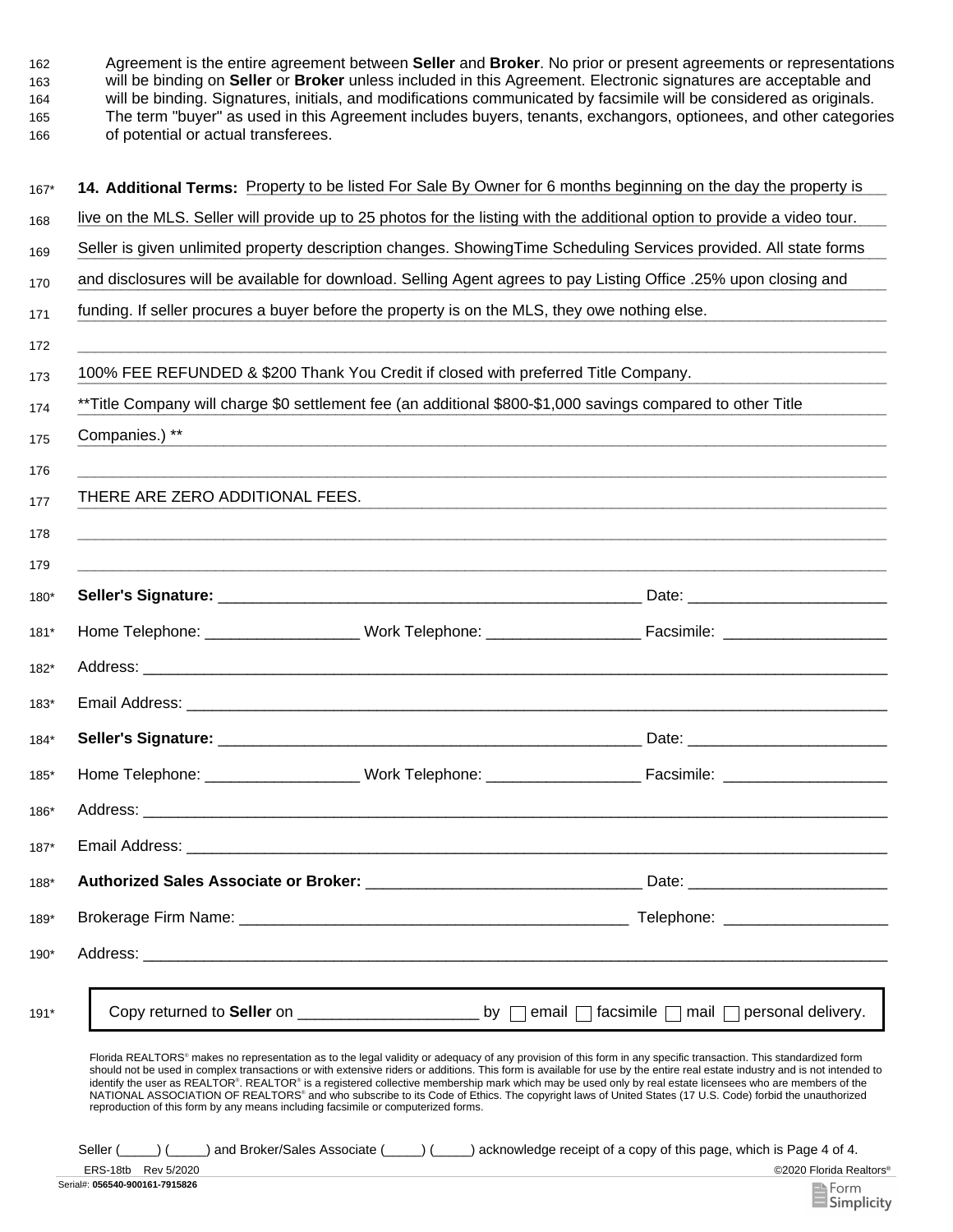Agreement is the entire agreement between **Seller** and **Broker**. No prior or present agreements or representations will be binding on **Seller** or **Broker** unless included in this Agreement. Electronic signatures are acceptable and will be binding. Signatures, initials, and modifications communicated by facsimile will be considered as originals. The term "buyer" as used in this Agreement includes buyers, tenants, exchangors, optionees, and other categories of potential or actual transferees.

**14. Additional Terms:** Property to be listed For Sale By Owner for 6 months beginning on the day the property is live on the MLS. Seller will provide up to 25 photos for the listing with the additional option to provide a video tour. Seller is given unlimited property description changes. ShowingTime Scheduling Services provided. All state forms and disclosures will be available for download. Selling Agent agrees to pay Listing Office .25% upon closing and funding. If seller procures a buyer before the property is on the MLS, they owe nothing else.

100% FEE REFUNDED & $200 Thank You Credit if closed with preferred Title Company.

**Title Company will charge $0 settlement fee (an additional $800-$1,000 savings compared to other Title Companies.) **

THERE ARE ZERO ADDITIONAL FEES.

**Seller's Signature:** ______________________________ Date: ______________

Home Telephone: ______________ Work Telephone: ______________ Facsimile: ______________

Address: ______________________________________________

Email Address: ______________________________________________

**Seller's Signature:** ______________________________ Date: ______________

Home Telephone: ______________ Work Telephone: ______________ Facsimile: ______________

Address: ______________________________________________

Email Address: ______________________________________________

**Authorized Sales Associate or Broker:** ______________________________ Date: ______________

Brokerage Firm Name: ______________________________ Telephone: ______________

Address: ______________________________________________

Copy returned to **Seller** on ______________ by ☐ email ☐ facsimile ☐ mail ☐ personal delivery.

Florida REALTORS® makes no representation as to the legal validity or adequacy of any provision of this form in any specific transaction. This standardized form should not be used in complex transactions or with extensive riders or additions. This form is available for use by the entire real estate industry and is not intended to identify the user as REALTOR®. REALTOR® is a registered collective membership mark which may be used only by real estate licensees who are members of the NATIONAL ASSOCIATION OF REALTORS® and who subscribe to its Code of Ethics. The copyright laws of United States (17 U.S. Code) forbid the unauthorized reproduction of this form by any means including facsimile or computerized forms.

Seller (_____) (_____) and Broker/Sales Associate (_____) (_____) acknowledge receipt of a copy of this page, which is Page 4 of 4.